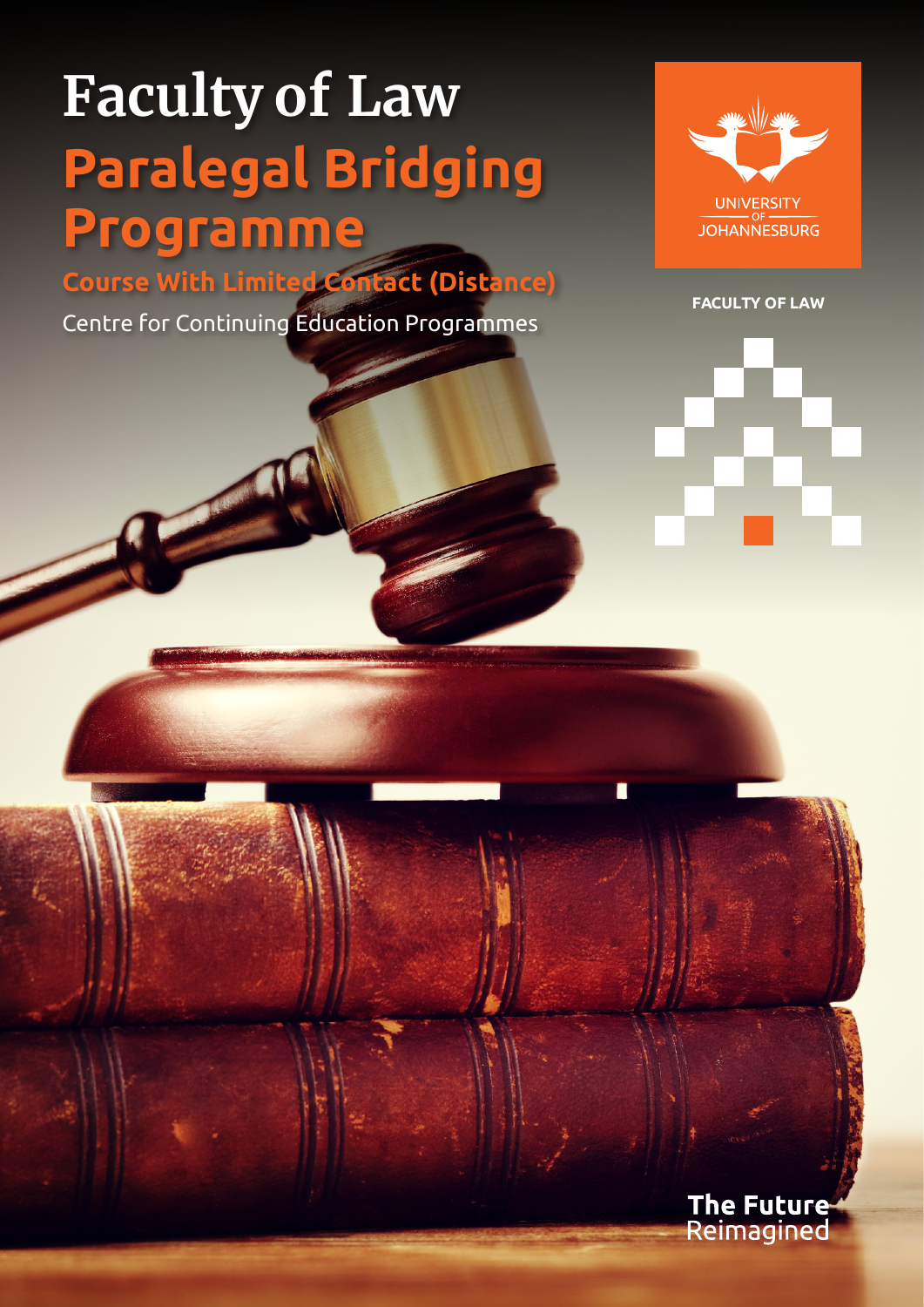# Faculty of Law

## Paralegal Bridging Programme

### Course With Limited Contact (Distance)

Centre for Continuing Education Programmes

UNIVERSITY OF JOHANNESBURG

FACULTY OF LAW

**The Future** Reimagined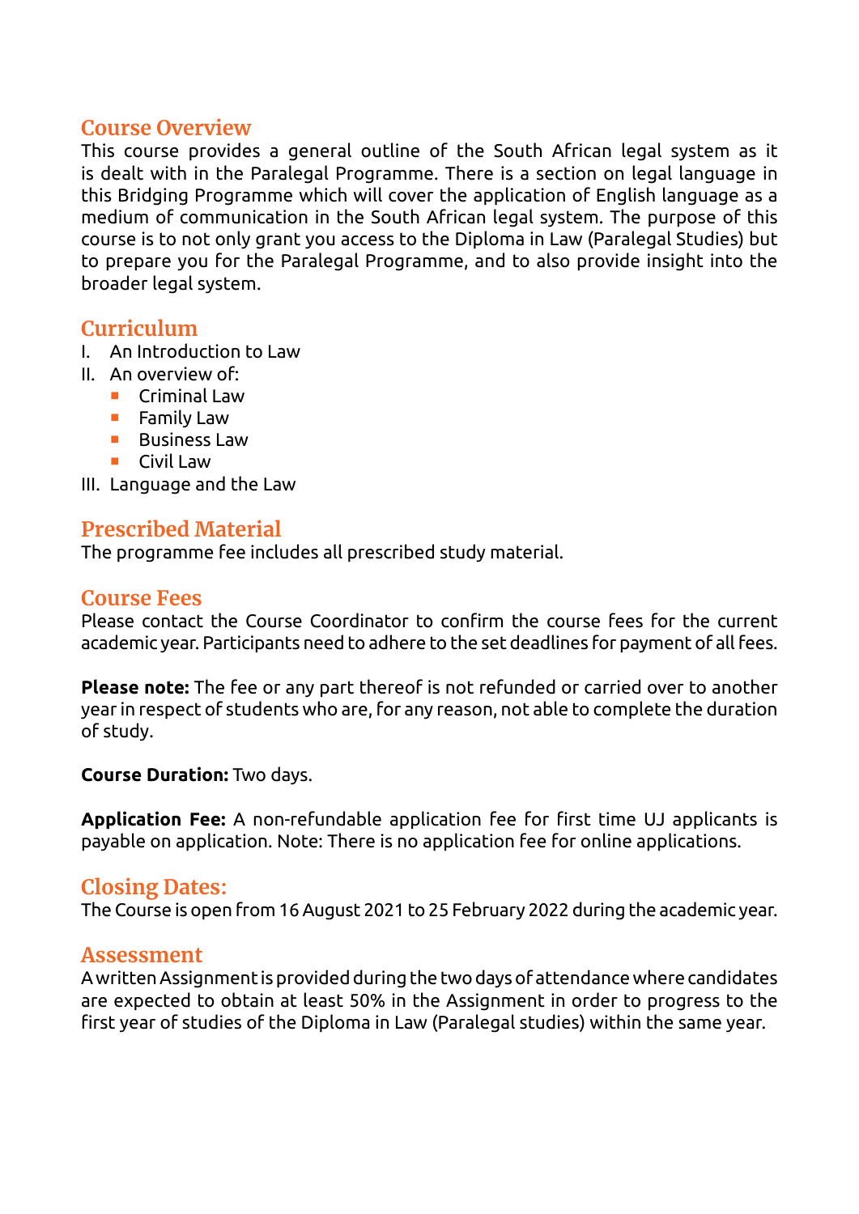## Course Overview

This course provides a general outline of the South African legal system as it is dealt with in the Paralegal Programme. There is a section on legal language in this Bridging Programme which will cover the application of English language as a medium of communication in the South African legal system. The purpose of this course is to not only grant you access to the Diploma in Law (Paralegal Studies) but to prepare you for the Paralegal Programme, and to also provide insight into the broader legal system.

## Curriculum

I. An Introduction to Law

II. An overview of:
   - Criminal Law
   - Family Law
   - Business Law
   - Civil Law

III. Language and the Law

## Prescribed Material

The programme fee includes all prescribed study material.

## Course Fees

Please contact the Course Coordinator to confirm the course fees for the current academic year. Participants need to adhere to the set deadlines for payment of all fees.

**Please note:** The fee or any part thereof is not refunded or carried over to another year in respect of students who are, for any reason, not able to complete the duration of study.

**Course Duration:** Two days.

**Application Fee:** A non-refundable application fee for first time UJ applicants is payable on application. Note: There is no application fee for online applications.

## Closing Dates:

The Course is open from 16 August 2021 to 25 February 2022 during the academic year.

## Assessment

A written Assignment is provided during the two days of attendance where candidates are expected to obtain at least 50% in the Assignment in order to progress to the first year of studies of the Diploma in Law (Paralegal studies) within the same year.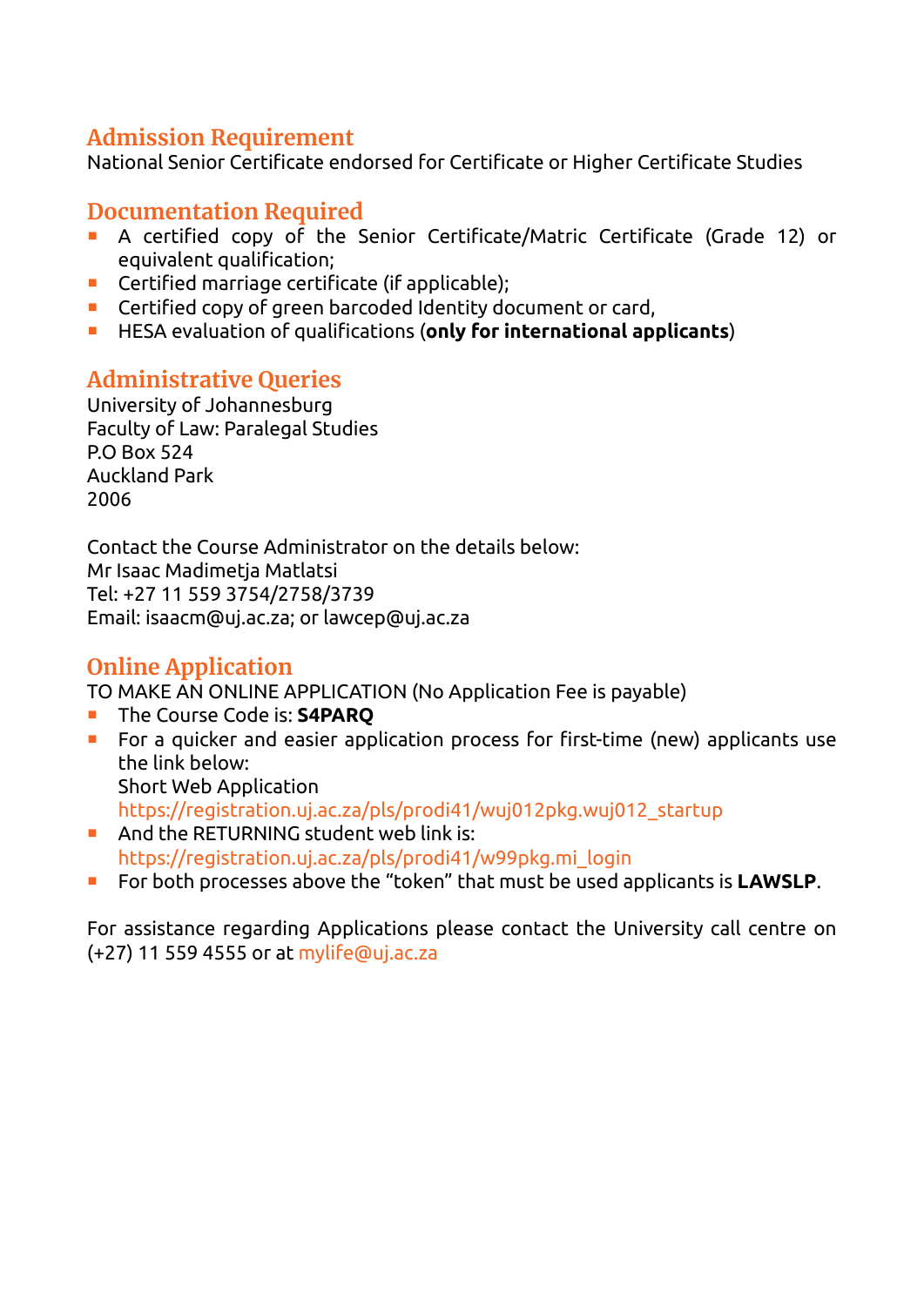## Admission Requirement

National Senior Certificate endorsed for Certificate or Higher Certificate Studies

## Documentation Required

- A certified copy of the Senior Certificate/Matric Certificate (Grade 12) or equivalent qualification;
- Certified marriage certificate (if applicable);
- Certified copy of green barcoded Identity document or card,
- HESA evaluation of qualifications (**only for international applicants**)

## Administrative Queries

University of Johannesburg
Faculty of Law: Paralegal Studies
P.O Box 524
Auckland Park
2006

Contact the Course Administrator on the details below:
Mr Isaac Madimetja Matlatsi
Tel: +27 11 559 3754/2758/3739
Email: isaacm@uj.ac.za; or lawcep@uj.ac.za

## Online Application

TO MAKE AN ONLINE APPLICATION (No Application Fee is payable)

- The Course Code is: **S4PARQ**
- For a quicker and easier application process for first-time (new) applicants use the link below:
  Short Web Application
  https://registration.uj.ac.za/pls/prodi41/wuj012pkg.wuj012_startup
- And the RETURNING student web link is:
  https://registration.uj.ac.za/pls/prodi41/w99pkg.mi_login
- For both processes above the "token" that must be used applicants is **LAWSLP**.

For assistance regarding Applications please contact the University call centre on (+27) 11 559 4555 or at mylife@uj.ac.za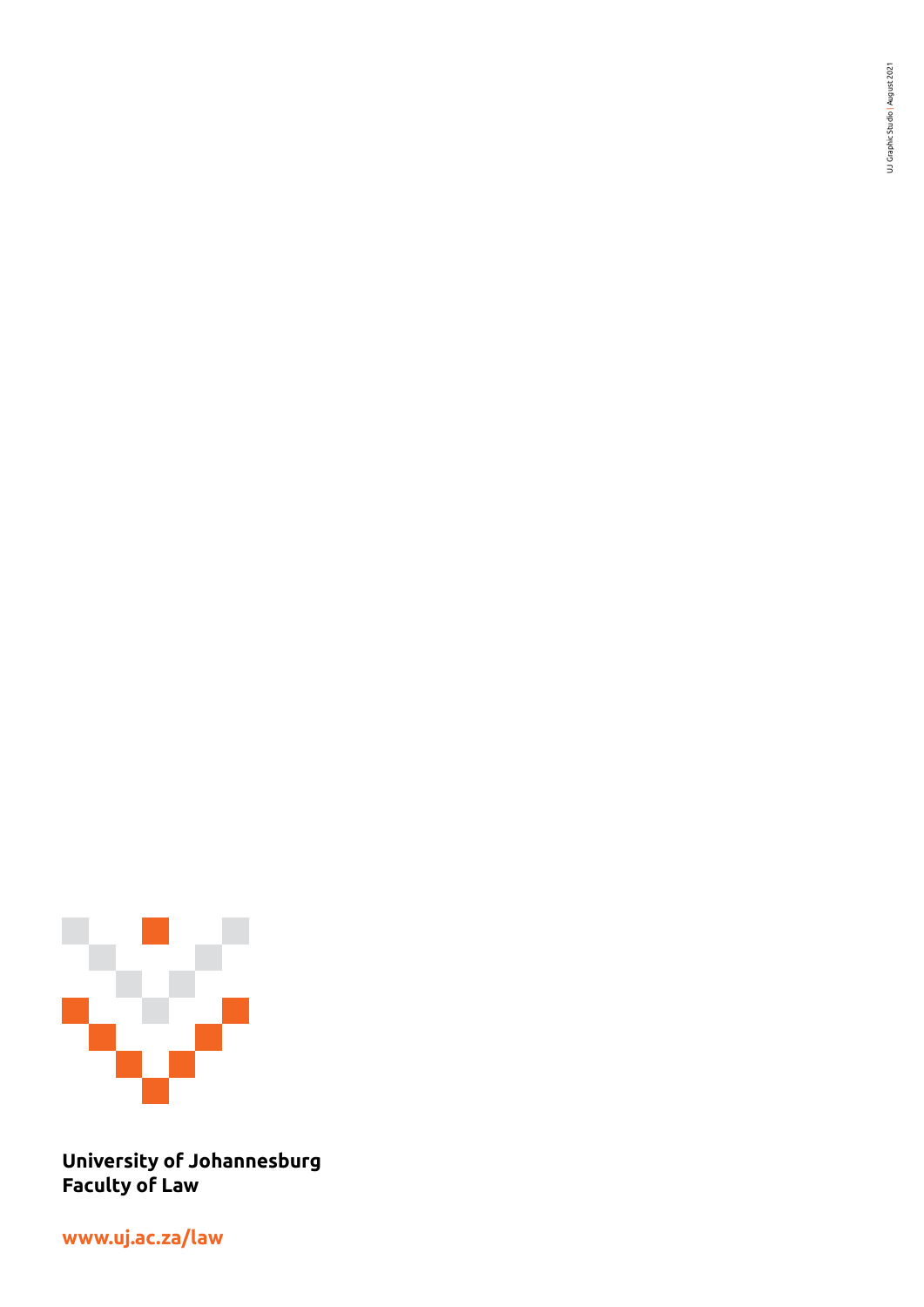UJ Graphic Studio | August 2021

**University of Johannesburg**
**Faculty of Law**

**www.uj.ac.za/law**